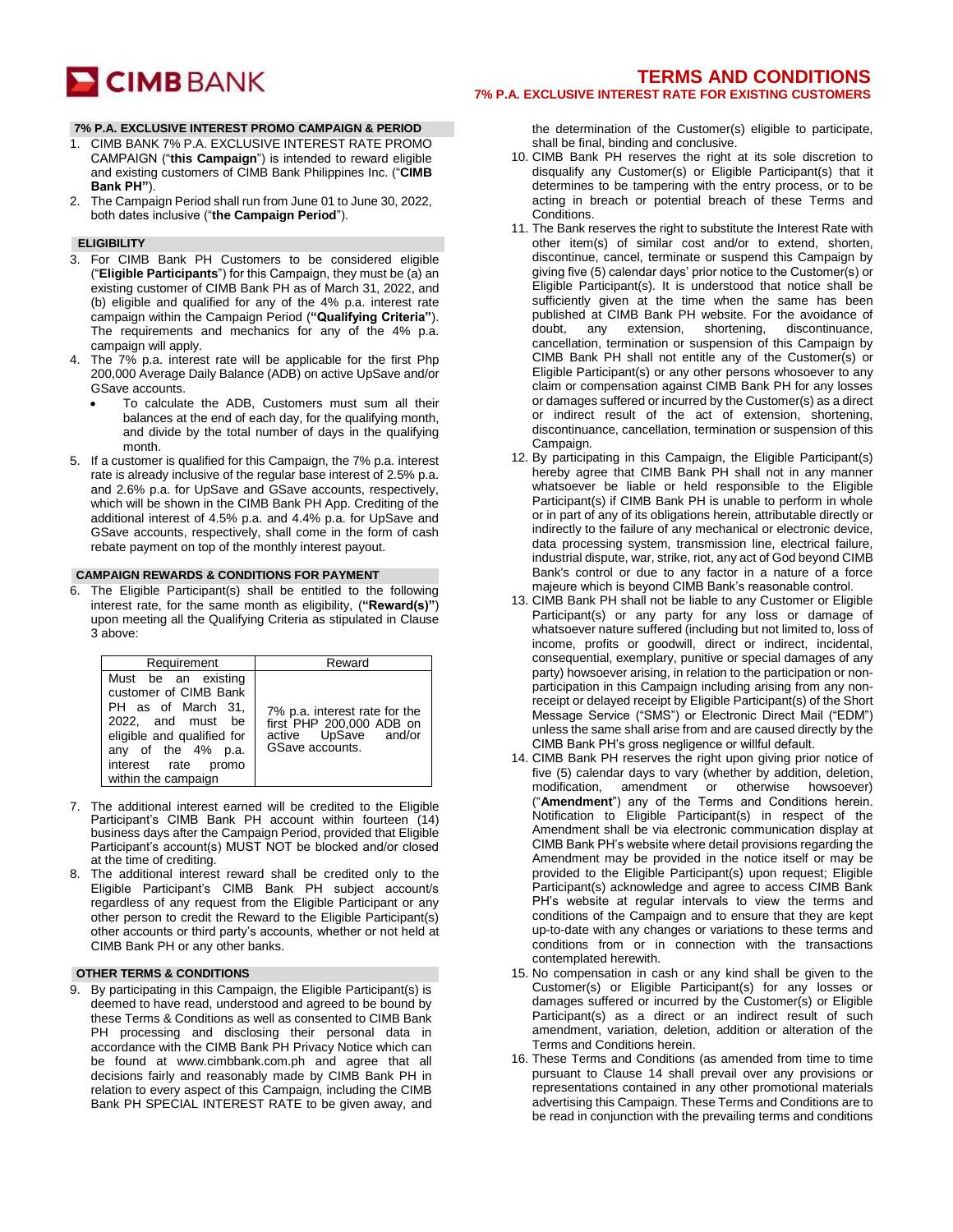CIMB BANK

# TERMS AND CONDITIONS

## 7% P.A. EXCLUSIVE INTEREST RATE FOR EXISTING CUSTOMERS

### 7% P.A. EXCLUSIVE INTEREST PROMO CAMPAIGN & PERIOD

1. CIMB BANK 7% P.A. EXCLUSIVE INTEREST RATE PROMO CAMPAIGN ("**this Campaign**") is intended to reward eligible and existing customers of CIMB Bank Philippines Inc. ("**CIMB Bank PH"**).
2. The Campaign Period shall run from June 01 to June 30, 2022, both dates inclusive ("**the Campaign Period**").

### ELIGIBILITY

3. For CIMB Bank PH Customers to be considered eligible ("**Eligible Participants**") for this Campaign, they must be (a) an existing customer of CIMB Bank PH as of March 31, 2022, and (b) eligible and qualified for any of the 4% p.a. interest rate campaign within the Campaign Period (**"Qualifying Criteria"**). The requirements and mechanics for any of the 4% p.a. campaign will apply.
4. The 7% p.a. interest rate will be applicable for the first Php 200,000 Average Daily Balance (ADB) on active UpSave and/or GSave accounts.
   - To calculate the ADB, Customers must sum all their balances at the end of each day, for the qualifying month, and divide by the total number of days in the qualifying month.
5. If a customer is qualified for this Campaign, the 7% p.a. interest rate is already inclusive of the regular base interest of 2.5% p.a. and 2.6% p.a. for UpSave and GSave accounts, respectively, which will be shown in the CIMB Bank PH App. Crediting of the additional interest of 4.5% p.a. and 4.4% p.a. for UpSave and GSave accounts, respectively, shall come in the form of cash rebate payment on top of the monthly interest payout.

### CAMPAIGN REWARDS & CONDITIONS FOR PAYMENT

6. The Eligible Participant(s) shall be entitled to the following interest rate, for the same month as eligibility, (**"Reward(s)"**) upon meeting all the Qualifying Criteria as stipulated in Clause 3 above:

| Requirement | Reward |
|---|---|
| Must be an existing customer of CIMB Bank PH as of March 31, 2022, and must be eligible and qualified for any of the 4% p.a. interest rate promo within the campaign | 7% p.a. interest rate for the first PHP 200,000 ADB on active UpSave and/or GSave accounts. |

7. The additional interest earned will be credited to the Eligible Participant's CIMB Bank PH account within fourteen (14) business days after the Campaign Period, provided that Eligible Participant's account(s) MUST NOT be blocked and/or closed at the time of crediting.
8. The additional interest reward shall be credited only to the Eligible Participant's CIMB Bank PH subject account/s regardless of any request from the Eligible Participant or any other person to credit the Reward to the Eligible Participant(s) other accounts or third party's accounts, whether or not held at CIMB Bank PH or any other banks.

### OTHER TERMS & CONDITIONS

9. By participating in this Campaign, the Eligible Participant(s) is deemed to have read, understood and agreed to be bound by these Terms & Conditions as well as consented to CIMB Bank PH processing and disclosing their personal data in accordance with the CIMB Bank PH Privacy Notice which can be found at www.cimbbank.com.ph and agree that all decisions fairly and reasonably made by CIMB Bank PH in relation to every aspect of this Campaign, including the CIMB Bank PH SPECIAL INTEREST RATE to be given away, and the determination of the Customer(s) eligible to participate, shall be final, binding and conclusive.
10. CIMB Bank PH reserves the right at its sole discretion to disqualify any Customer(s) or Eligible Participant(s) that it determines to be tampering with the entry process, or to be acting in breach or potential breach of these Terms and Conditions.
11. The Bank reserves the right to substitute the Interest Rate with other item(s) of similar cost and/or to extend, shorten, discontinue, cancel, terminate or suspend this Campaign by giving five (5) calendar days' prior notice to the Customer(s) or Eligible Participant(s). It is understood that notice shall be sufficiently given at the time when the same has been published at CIMB Bank PH website. For the avoidance of doubt, any extension, shortening, discontinuance, cancellation, termination or suspension of this Campaign by CIMB Bank PH shall not entitle any of the Customer(s) or Eligible Participant(s) or any other persons whosoever to any claim or compensation against CIMB Bank PH for any losses or damages suffered or incurred by the Customer(s) as a direct or indirect result of the act of extension, shortening, discontinuance, cancellation, termination or suspension of this Campaign.
12. By participating in this Campaign, the Eligible Participant(s) hereby agree that CIMB Bank PH shall not in any manner whatsoever be liable or held responsible to the Eligible Participant(s) if CIMB Bank PH is unable to perform in whole or in part of any of its obligations herein, attributable directly or indirectly to the failure of any mechanical or electronic device, data processing system, transmission line, electrical failure, industrial dispute, war, strike, riot, any act of God beyond CIMB Bank's control or due to any factor in a nature of a force majeure which is beyond CIMB Bank's reasonable control.
13. CIMB Bank PH shall not be liable to any Customer or Eligible Participant(s) or any party for any loss or damage of whatsoever nature suffered (including but not limited to, loss of income, profits or goodwill, direct or indirect, incidental, consequential, exemplary, punitive or special damages of any party) howsoever arising, in relation to the participation or non-participation in this Campaign including arising from any non-receipt or delayed receipt by Eligible Participant(s) of the Short Message Service ("SMS") or Electronic Direct Mail ("EDM") unless the same shall arise from and are caused directly by the CIMB Bank PH's gross negligence or willful default.
14. CIMB Bank PH reserves the right upon giving prior notice of five (5) calendar days to vary (whether by addition, deletion, modification, amendment or otherwise howsoever) ("**Amendment**") any of the Terms and Conditions herein. Notification to Eligible Participant(s) in respect of the Amendment shall be via electronic communication display at CIMB Bank PH's website where detail provisions regarding the Amendment may be provided in the notice itself or may be provided to the Eligible Participant(s) upon request; Eligible Participant(s) acknowledge and agree to access CIMB Bank PH's website at regular intervals to view the terms and conditions of the Campaign and to ensure that they are kept up-to-date with any changes or variations to these terms and conditions from or in connection with the transactions contemplated herewith.
15. No compensation in cash or any kind shall be given to the Customer(s) or Eligible Participant(s) for any losses or damages suffered or incurred by the Customer(s) or Eligible Participant(s) as a direct or an indirect result of such amendment, variation, deletion, addition or alteration of the Terms and Conditions herein.
16. These Terms and Conditions (as amended from time to time pursuant to Clause 14 shall prevail over any provisions or representations contained in any other promotional materials advertising this Campaign. These Terms and Conditions are to be read in conjunction with the prevailing terms and conditions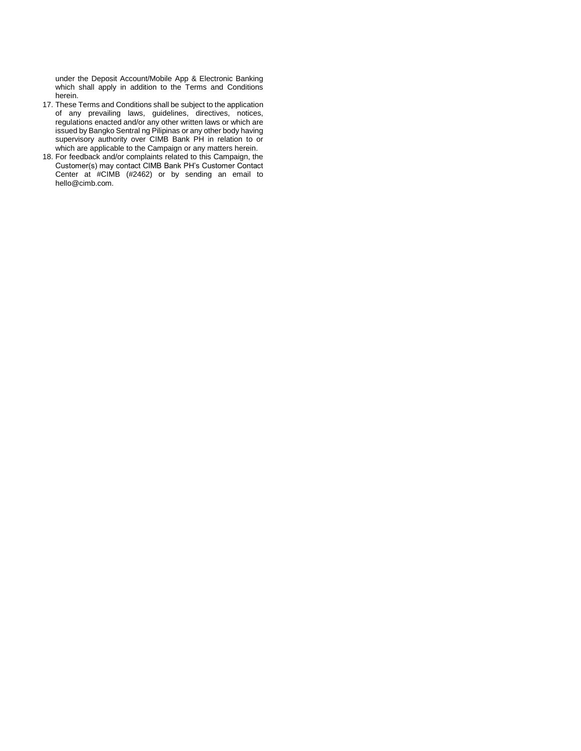under the Deposit Account/Mobile App & Electronic Banking which shall apply in addition to the Terms and Conditions herein.

17. These Terms and Conditions shall be subject to the application of any prevailing laws, guidelines, directives, notices, regulations enacted and/or any other written laws or which are issued by Bangko Sentral ng Pilipinas or any other body having supervisory authority over CIMB Bank PH in relation to or which are applicable to the Campaign or any matters herein.
18. For feedback and/or complaints related to this Campaign, the Customer(s) may contact CIMB Bank PH's Customer Contact Center at #CIMB (#2462) or by sending an email to hello@cimb.com.